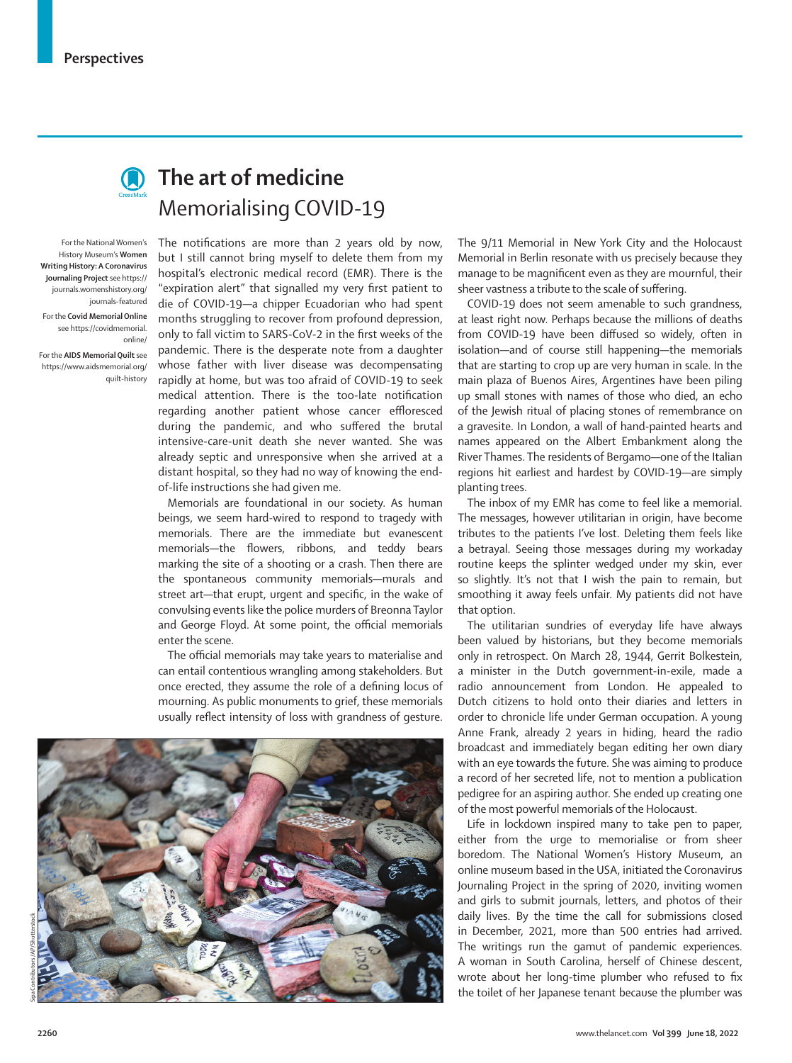## Perspectives

# The art of medicine
## Memorialising COVID-19

For the National Women's History Museum's **Women Writing History: A Coronavirus Journaling Project** see https://journals.womenshistory.org/journals-featured

For the **Covid Memorial Online** see https://covidmemorial.online/

For the **AIDS Memorial Quilt** see https://www.aidsmemorial.org/quilt-history

The notifications are more than 2 years old by now, but I still cannot bring myself to delete them from my hospital's electronic medical record (EMR). There is the "expiration alert" that signalled my very first patient to die of COVID-19—a chipper Ecuadorian who had spent months struggling to recover from profound depression, only to fall victim to SARS-CoV-2 in the first weeks of the pandemic. There is the desperate note from a daughter whose father with liver disease was decompensating rapidly at home, but was too afraid of COVID-19 to seek medical attention. There is the too-late notification regarding another patient whose cancer effloresced during the pandemic, and who suffered the brutal intensive-care-unit death she never wanted. She was already septic and unresponsive when she arrived at a distant hospital, so they had no way of knowing the end-of-life instructions she had given me.

Memorials are foundational in our society. As human beings, we seem hard-wired to respond to tragedy with memorials. There are the immediate but evanescent memorials—the flowers, ribbons, and teddy bears marking the site of a shooting or a crash. Then there are the spontaneous community memorials—murals and street art—that erupt, urgent and specific, in the wake of convulsing events like the police murders of Breonna Taylor and George Floyd. At some point, the official memorials enter the scene.

The official memorials may take years to materialise and can entail contentious wrangling among stakeholders. But once erected, they assume the role of a defining locus of mourning. As public monuments to grief, these memorials usually reflect intensity of loss with grandness of gesture. The 9/11 Memorial in New York City and the Holocaust Memorial in Berlin resonate with us precisely because they manage to be magnificent even as they are mournful, their sheer vastness a tribute to the scale of suffering.

COVID-19 does not seem amenable to such grandness, at least right now. Perhaps because the millions of deaths from COVID-19 have been diffused so widely, often in isolation—and of course still happening—the memorials that are starting to crop up are very human in scale. In the main plaza of Buenos Aires, Argentines have been piling up small stones with names of those who died, an echo of the Jewish ritual of placing stones of remembrance on a gravesite. In London, a wall of hand-painted hearts and names appeared on the Albert Embankment along the River Thames. The residents of Bergamo—one of the Italian regions hit earliest and hardest by COVID-19—are simply planting trees.

The inbox of my EMR has come to feel like a memorial. The messages, however utilitarian in origin, have become tributes to the patients I've lost. Deleting them feels like a betrayal. Seeing those messages during my workaday routine keeps the splinter wedged under my skin, ever so slightly. It's not that I wish the pain to remain, but smoothing it away feels unfair. My patients did not have that option.

The utilitarian sundries of everyday life have always been valued by historians, but they become memorials only in retrospect. On March 28, 1944, Gerrit Bolkestein, a minister in the Dutch government-in-exile, made a radio announcement from London. He appealed to Dutch citizens to hold onto their diaries and letters in order to chronicle life under German occupation. A young Anne Frank, already 2 years in hiding, heard the radio broadcast and immediately began editing her own diary with an eye towards the future. She was aiming to produce a record of her secreted life, not to mention a publication pedigree for an aspiring author. She ended up creating one of the most powerful memorials of the Holocaust.

Life in lockdown inspired many to take pen to paper, either from the urge to memorialise or from sheer boredom. The National Women's History Museum, an online museum based in the USA, initiated the Coronavirus Journaling Project in the spring of 2020, inviting women and girls to submit journals, letters, and photos of their daily lives. By the time the call for submissions closed in December, 2021, more than 500 entries had arrived. The writings run the gamut of pandemic experiences. A woman in South Carolina, herself of Chinese descent, wrote about her long-time plumber who refused to fix the toilet of her Japanese tenant because the plumber was

Sipa Contributors/AP/Shutterstock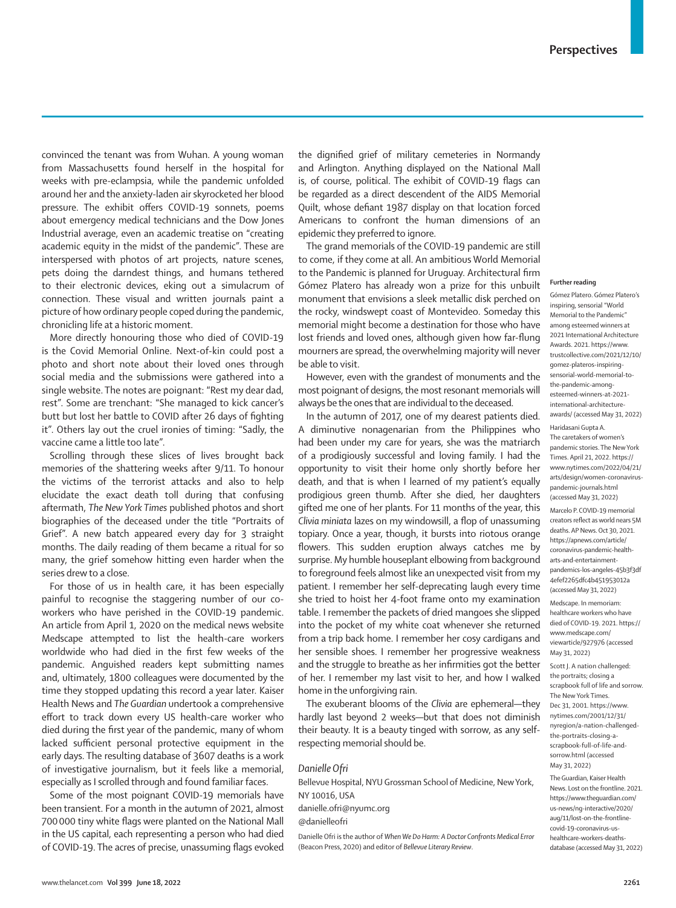convinced the tenant was from Wuhan. A young woman from Massachusetts found herself in the hospital for weeks with pre-eclampsia, while the pandemic unfolded around her and the anxiety-laden air skyrocketed her blood pressure. The exhibit offers COVID-19 sonnets, poems about emergency medical technicians and the Dow Jones Industrial average, even an academic treatise on "creating academic equity in the midst of the pandemic". These are interspersed with photos of art projects, nature scenes, pets doing the darndest things, and humans tethered to their electronic devices, eking out a simulacrum of connection. These visual and written journals paint a picture of how ordinary people coped during the pandemic, chronicling life at a historic moment.

More directly honouring those who died of COVID-19 is the Covid Memorial Online. Next-of-kin could post a photo and short note about their loved ones through social media and the submissions were gathered into a single website. The notes are poignant: "Rest my dear dad, rest". Some are trenchant: "She managed to kick cancer's butt but lost her battle to COVID after 26 days of fighting it". Others lay out the cruel ironies of timing: "Sadly, the vaccine came a little too late".

Scrolling through these slices of lives brought back memories of the shattering weeks after 9/11. To honour the victims of the terrorist attacks and also to help elucidate the exact death toll during that confusing aftermath, *The New York Times* published photos and short biographies of the deceased under the title "Portraits of Grief". A new batch appeared every day for 3 straight months. The daily reading of them became a ritual for so many, the grief somehow hitting even harder when the series drew to a close.

For those of us in health care, it has been especially painful to recognise the staggering number of our co-workers who have perished in the COVID-19 pandemic. An article from April 1, 2020 on the medical news website Medscape attempted to list the health-care workers worldwide who had died in the first few weeks of the pandemic. Anguished readers kept submitting names and, ultimately, 1800 colleagues were documented by the time they stopped updating this record a year later. Kaiser Health News and *The Guardian* undertook a comprehensive effort to track down every US health-care worker who died during the first year of the pandemic, many of whom lacked sufficient personal protective equipment in the early days. The resulting database of 3607 deaths is a work of investigative journalism, but it feels like a memorial, especially as I scrolled through and found familiar faces.

Some of the most poignant COVID-19 memorials have been transient. For a month in the autumn of 2021, almost 700 000 tiny white flags were planted on the National Mall in the US capital, each representing a person who had died of COVID-19. The acres of precise, unassuming flags evoked the dignified grief of military cemeteries in Normandy and Arlington. Anything displayed on the National Mall is, of course, political. The exhibit of COVID-19 flags can be regarded as a direct descendent of the AIDS Memorial Quilt, whose defiant 1987 display on that location forced Americans to confront the human dimensions of an epidemic they preferred to ignore.

The grand memorials of the COVID-19 pandemic are still to come, if they come at all. An ambitious World Memorial to the Pandemic is planned for Uruguay. Architectural firm Gómez Platero has already won a prize for this unbuilt monument that envisions a sleek metallic disk perched on the rocky, windswept coast of Montevideo. Someday this memorial might become a destination for those who have lost friends and loved ones, although given how far-flung mourners are spread, the overwhelming majority will never be able to visit.

However, even with the grandest of monuments and the most poignant of designs, the most resonant memorials will always be the ones that are individual to the deceased.

In the autumn of 2017, one of my dearest patients died. A diminutive nonagenarian from the Philippines who had been under my care for years, she was the matriarch of a prodigiously successful and loving family. I had the opportunity to visit their home only shortly before her death, and that is when I learned of my patient's equally prodigious green thumb. After she died, her daughters gifted me one of her plants. For 11 months of the year, this *Clivia miniata* lazes on my windowsill, a flop of unassuming topiary. Once a year, though, it bursts into riotous orange flowers. This sudden eruption always catches me by surprise. My humble houseplant elbowing from background to foreground feels almost like an unexpected visit from my patient. I remember her self-deprecating laugh every time she tried to hoist her 4-foot frame onto my examination table. I remember the packets of dried mangoes she slipped into the pocket of my white coat whenever she returned from a trip back home. I remember her cosy cardigans and her sensible shoes. I remember her progressive weakness and the struggle to breathe as her infirmities got the better of her. I remember my last visit to her, and how I walked home in the unforgiving rain.

The exuberant blooms of the *Clivia* are ephemeral—they hardly last beyond 2 weeks—but that does not diminish their beauty. It is a beauty tinged with sorrow, as any self-respecting memorial should be.

*Danielle Ofri*

Bellevue Hospital, NYU Grossman School of Medicine, New York, NY 10016, USA
danielle.ofri@nyumc.org
@danielleofri

Danielle Ofri is the author of *When We Do Harm: A Doctor Confronts Medical Error* (Beacon Press, 2020) and editor of *Bellevue Literary Review*.

**Further reading**

Gómez Platero. Gómez Platero's inspiring, sensorial "World Memorial to the Pandemic" among esteemed winners at 2021 International Architecture Awards. 2021. https://www.trustcollective.com/2021/12/10/gomez-plateros-inspiring-sensorial-world-memorial-to-the-pandemic-among-esteemed-winners-at-2021-international-architecture-awards/ (accessed May 31, 2022)

Haridasani Gupta A. The caretakers of women's pandemic stories. The New York Times. April 21, 2022. https://www.nytimes.com/2022/04/21/arts/design/women-coronavirus-pandemic-journals.html (accessed May 31, 2022)

Marcelo P. COVID-19 memorial creators reflect as world nears 5M deaths. AP News. Oct 30, 2021. https://apnews.com/article/coronavirus-pandemic-health-arts-and-entertainment-pandemics-los-angeles-45b3f3df4efef2265dfc4b451953012a (accessed May 31, 2022)

Medscape. In memoriam: healthcare workers who have died of COVID-19. 2021. https://www.medscape.com/viewarticle/927976 (accessed May 31, 2022)

Scott J. A nation challenged: the portraits; closing a scrapbook full of life and sorrow. The New York Times. Dec 31, 2001. https://www.nytimes.com/2001/12/31/nyregion/a-nation-challenged-the-portraits-closing-a-scrapbook-full-of-life-and-sorrow.html (accessed May 31, 2022)

The Guardian, Kaiser Health News. Lost on the frontline. 2021. https://www.theguardian.com/us-news/ng-interactive/2020/aug/11/lost-on-the-frontline-covid-19-coronavirus-us-healthcare-workers-deaths-database (accessed May 31, 2022)